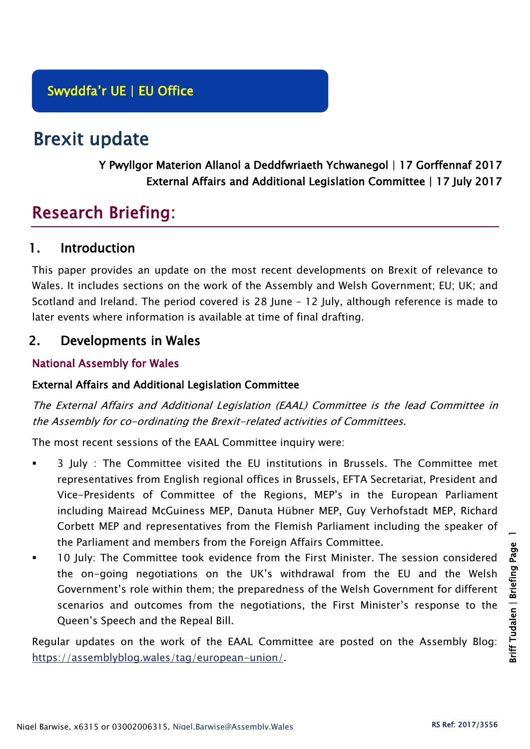Swyddfa'r UE | EU Office

# Brexit update

**Y Pwyllgor Materion Allanol a Deddfwriaeth Ychwanegol | 17 Gorffennaf 2017**
**External Affairs and Additional Legislation Committee | 17 July 2017**

# Research Briefing:

## 1. Introduction

This paper provides an update on the most recent developments on Brexit of relevance to Wales. It includes sections on the work of the Assembly and Welsh Government; EU; UK; and Scotland and Ireland. The period covered is 28 June – 12 July, although reference is made to later events where information is available at time of final drafting.

## 2. Developments in Wales

### National Assembly for Wales

#### External Affairs and Additional Legislation Committee

*The External Affairs and Additional Legislation (EAAL) Committee is the lead Committee in the Assembly for co-ordinating the Brexit-related activities of Committees.*

The most recent sessions of the EAAL Committee inquiry were:

- 3 July : The Committee visited the EU institutions in Brussels. The Committee met representatives from English regional offices in Brussels, EFTA Secretariat, President and Vice-Presidents of Committee of the Regions, MEP's in the European Parliament including Mairead McGuiness MEP, Danuta Hübner MEP, Guy Verhofstadt MEP, Richard Corbett MEP and representatives from the Flemish Parliament including the speaker of the Parliament and members from the Foreign Affairs Committee.
- 10 July: The Committee took evidence from the First Minister. The session considered the on-going negotiations on the UK's withdrawal from the EU and the Welsh Government's role within them; the preparedness of the Welsh Government for different scenarios and outcomes from the negotiations, the First Minister's response to the Queen's Speech and the Repeal Bill.

Regular updates on the work of the EAAL Committee are posted on the Assembly Blog: https://assemblyblog.wales/tag/european-union/.

Nigel Barwise, x6315 or 03002006315, Nigel.Barwise@Assembly.Wales

RS Ref: 2017/3556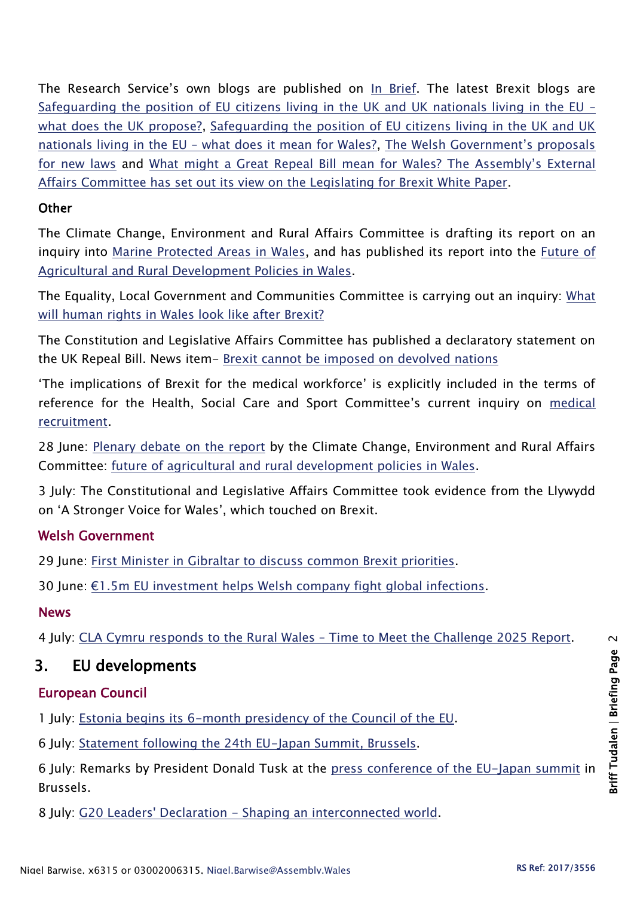The Research Service's own blogs are published on In Brief. The latest Brexit blogs are Safeguarding the position of EU citizens living in the UK and UK nationals living in the EU – what does the UK propose?, Safeguarding the position of EU citizens living in the UK and UK nationals living in the EU – what does it mean for Wales?, The Welsh Government's proposals for new laws and What might a Great Repeal Bill mean for Wales? The Assembly's External Affairs Committee has set out its view on the Legislating for Brexit White Paper.

### Other

The Climate Change, Environment and Rural Affairs Committee is drafting its report on an inquiry into Marine Protected Areas in Wales, and has published its report into the Future of Agricultural and Rural Development Policies in Wales.

The Equality, Local Government and Communities Committee is carrying out an inquiry: What will human rights in Wales look like after Brexit?

The Constitution and Legislative Affairs Committee has published a declaratory statement on the UK Repeal Bill. News item– Brexit cannot be imposed on devolved nations

'The implications of Brexit for the medical workforce' is explicitly included in the terms of reference for the Health, Social Care and Sport Committee's current inquiry on medical recruitment.

28 June: Plenary debate on the report by the Climate Change, Environment and Rural Affairs Committee: future of agricultural and rural development policies in Wales.

3 July: The Constitutional and Legislative Affairs Committee took evidence from the Llywydd on 'A Stronger Voice for Wales', which touched on Brexit.

### Welsh Government

29 June: First Minister in Gibraltar to discuss common Brexit priorities.

30 June: €1.5m EU investment helps Welsh company fight global infections.

### News

4 July: CLA Cymru responds to the Rural Wales – Time to Meet the Challenge 2025 Report.

## 3. EU developments

### European Council

1 July: Estonia begins its 6-month presidency of the Council of the EU.

6 July: Statement following the 24th EU-Japan Summit, Brussels.

6 July: Remarks by President Donald Tusk at the press conference of the EU-Japan summit in Brussels.

8 July: G20 Leaders' Declaration – Shaping an interconnected world.

Nigel Barwise, x6315 or 03002006315, Nigel.Barwise@Assembly.Wales

RS Ref: 2017/3556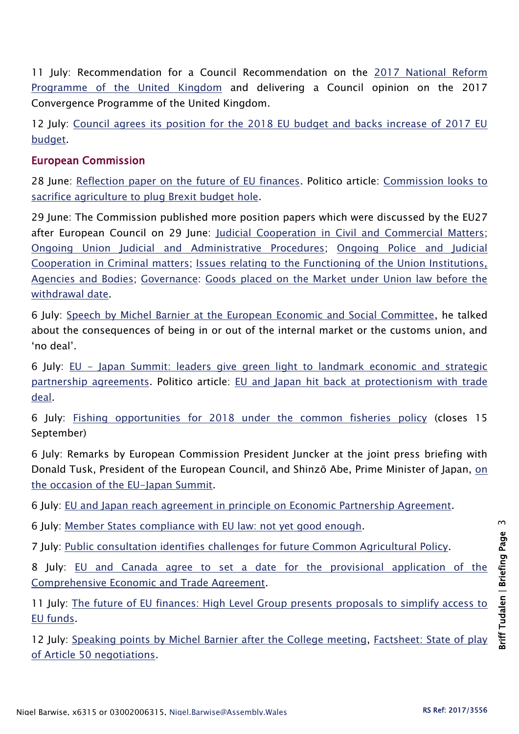11 July: Recommendation for a Council Recommendation on the 2017 National Reform Programme of the United Kingdom and delivering a Council opinion on the 2017 Convergence Programme of the United Kingdom.

12 July: Council agrees its position for the 2018 EU budget and backs increase of 2017 EU budget.

### European Commission

28 June: Reflection paper on the future of EU finances. Politico article: Commission looks to sacrifice agriculture to plug Brexit budget hole.

29 June: The Commission published more position papers which were discussed by the EU27 after European Council on 29 June: Judicial Cooperation in Civil and Commercial Matters; Ongoing Union Judicial and Administrative Procedures; Ongoing Police and Judicial Cooperation in Criminal matters; Issues relating to the Functioning of the Union Institutions, Agencies and Bodies; Governance: Goods placed on the Market under Union law before the withdrawal date.

6 July: Speech by Michel Barnier at the European Economic and Social Committee, he talked about the consequences of being in or out of the internal market or the customs union, and 'no deal'.

6 July: EU – Japan Summit: leaders give green light to landmark economic and strategic partnership agreements. Politico article: EU and Japan hit back at protectionism with trade deal.

6 July: Fishing opportunities for 2018 under the common fisheries policy (closes 15 September)

6 July: Remarks by European Commission President Juncker at the joint press briefing with Donald Tusk, President of the European Council, and Shinzō Abe, Prime Minister of Japan, on the occasion of the EU-Japan Summit.

6 July: EU and Japan reach agreement in principle on Economic Partnership Agreement.

6 July: Member States compliance with EU law: not yet good enough.

7 July: Public consultation identifies challenges for future Common Agricultural Policy.

8 July: EU and Canada agree to set a date for the provisional application of the Comprehensive Economic and Trade Agreement.

11 July: The future of EU finances: High Level Group presents proposals to simplify access to EU funds.

12 July: Speaking points by Michel Barnier after the College meeting, Factsheet: State of play of Article 50 negotiations.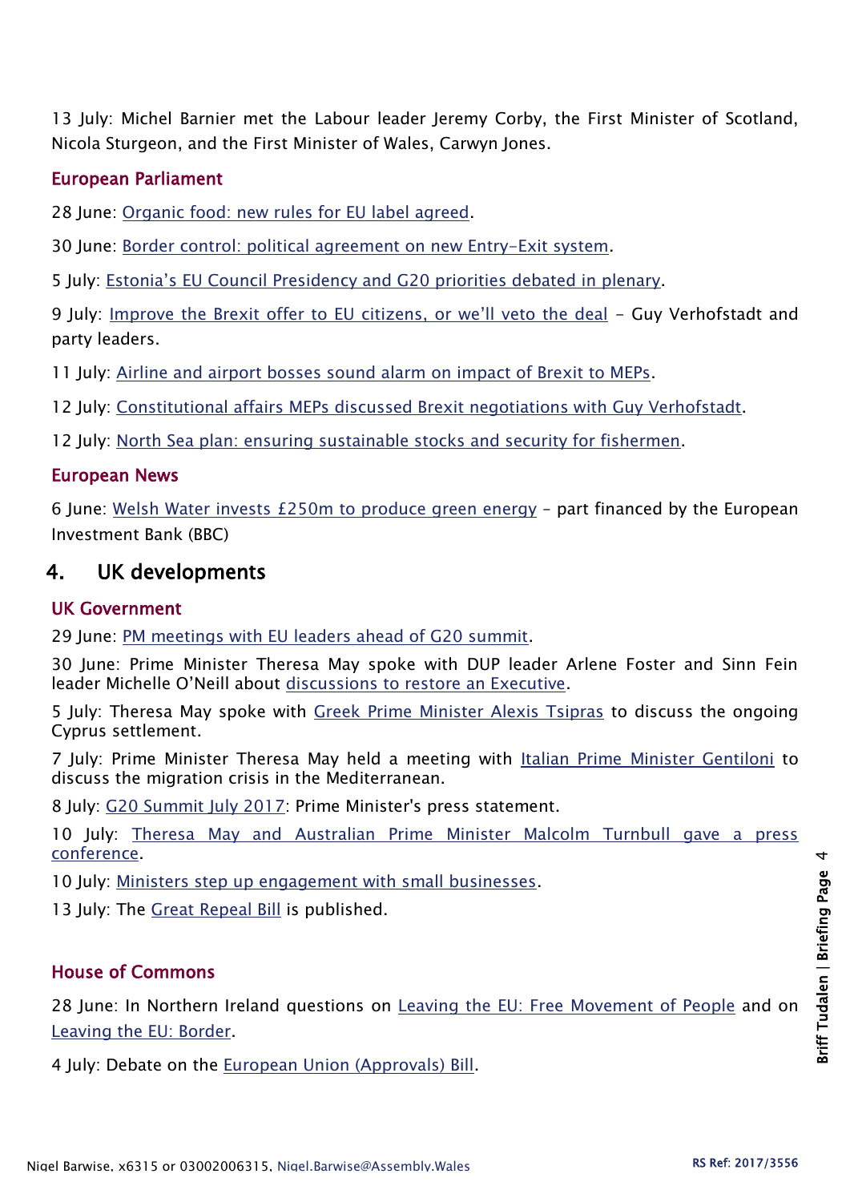13 July: Michel Barnier met the Labour leader Jeremy Corby, the First Minister of Scotland, Nicola Sturgeon, and the First Minister of Wales, Carwyn Jones.

### European Parliament

28 June: Organic food: new rules for EU label agreed.

30 June: Border control: political agreement on new Entry-Exit system.

5 July: Estonia's EU Council Presidency and G20 priorities debated in plenary.

9 July: Improve the Brexit offer to EU citizens, or we'll veto the deal – Guy Verhofstadt and party leaders.

11 July: Airline and airport bosses sound alarm on impact of Brexit to MEPs.

12 July: Constitutional affairs MEPs discussed Brexit negotiations with Guy Verhofstadt.

12 July: North Sea plan: ensuring sustainable stocks and security for fishermen.

### European News

6 June: Welsh Water invests £250m to produce green energy – part financed by the European Investment Bank (BBC)

## 4. UK developments

### UK Government

29 June: PM meetings with EU leaders ahead of G20 summit.

30 June: Prime Minister Theresa May spoke with DUP leader Arlene Foster and Sinn Fein leader Michelle O'Neill about discussions to restore an Executive.

5 July: Theresa May spoke with Greek Prime Minister Alexis Tsipras to discuss the ongoing Cyprus settlement.

7 July: Prime Minister Theresa May held a meeting with Italian Prime Minister Gentiloni to discuss the migration crisis in the Mediterranean.

8 July: G20 Summit July 2017: Prime Minister's press statement.

10 July: Theresa May and Australian Prime Minister Malcolm Turnbull gave a press conference.

10 July: Ministers step up engagement with small businesses.

13 July: The Great Repeal Bill is published.

### House of Commons

28 June: In Northern Ireland questions on Leaving the EU: Free Movement of People and on Leaving the EU: Border.

4 July: Debate on the European Union (Approvals) Bill.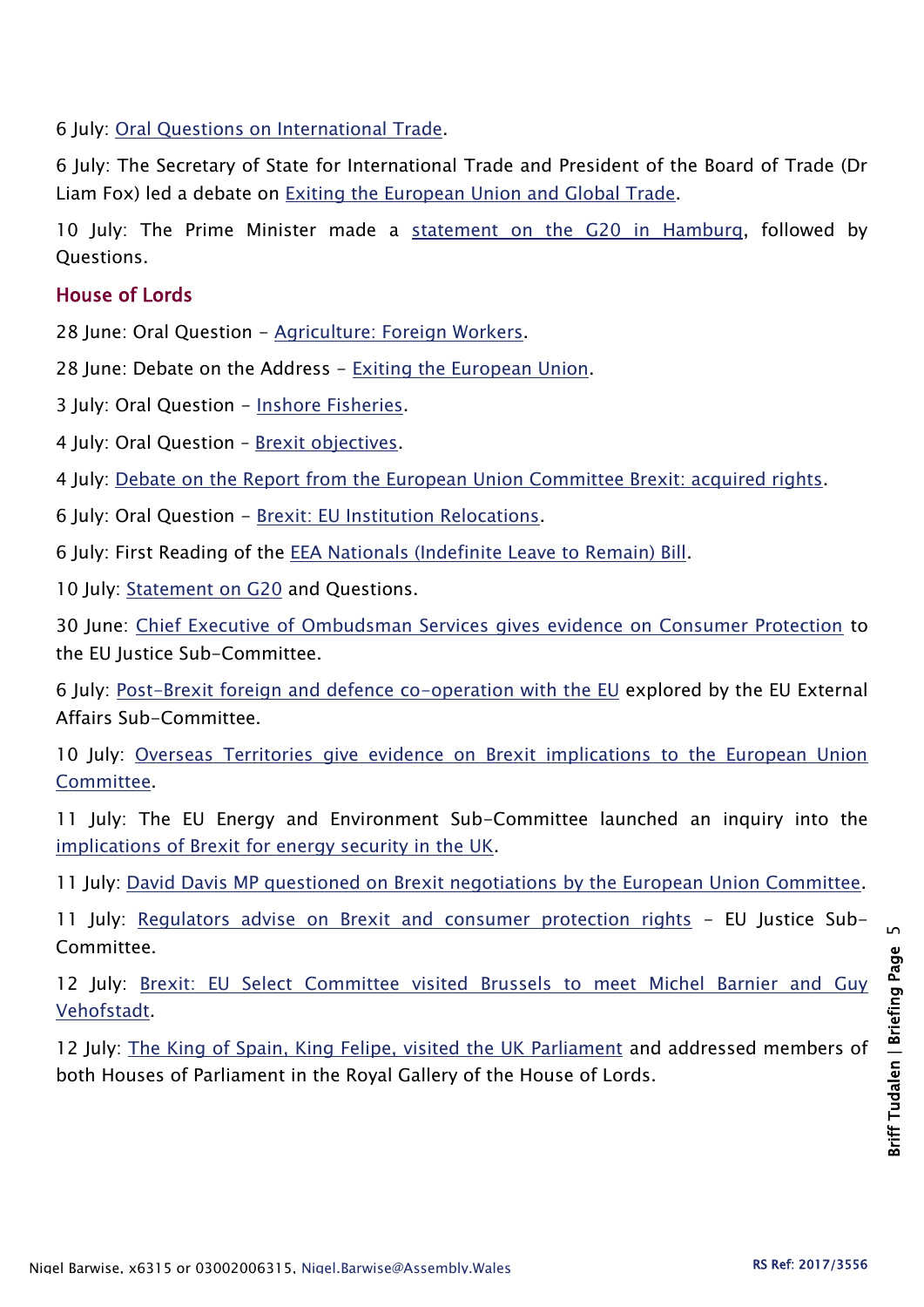6 July: Oral Questions on International Trade.

6 July: The Secretary of State for International Trade and President of the Board of Trade (Dr Liam Fox) led a debate on Exiting the European Union and Global Trade.

10 July: The Prime Minister made a statement on the G20 in Hamburg, followed by Questions.

### House of Lords

28 June: Oral Question – Agriculture: Foreign Workers.

28 June: Debate on the Address – Exiting the European Union.

3 July: Oral Question – Inshore Fisheries.

4 July: Oral Question – Brexit objectives.

4 July: Debate on the Report from the European Union Committee Brexit: acquired rights.

6 July: Oral Question – Brexit: EU Institution Relocations.

6 July: First Reading of the EEA Nationals (Indefinite Leave to Remain) Bill.

10 July: Statement on G20 and Questions.

30 June: Chief Executive of Ombudsman Services gives evidence on Consumer Protection to the EU Justice Sub-Committee.

6 July: Post-Brexit foreign and defence co-operation with the EU explored by the EU External Affairs Sub-Committee.

10 July: Overseas Territories give evidence on Brexit implications to the European Union Committee.

11 July: The EU Energy and Environment Sub-Committee launched an inquiry into the implications of Brexit for energy security in the UK.

11 July: David Davis MP questioned on Brexit negotiations by the European Union Committee.

11 July: Regulators advise on Brexit and consumer protection rights – EU Justice Sub-Committee.

12 July: Brexit: EU Select Committee visited Brussels to meet Michel Barnier and Guy Vehofstadt.

12 July: The King of Spain, King Felipe, visited the UK Parliament and addressed members of both Houses of Parliament in the Royal Gallery of the House of Lords.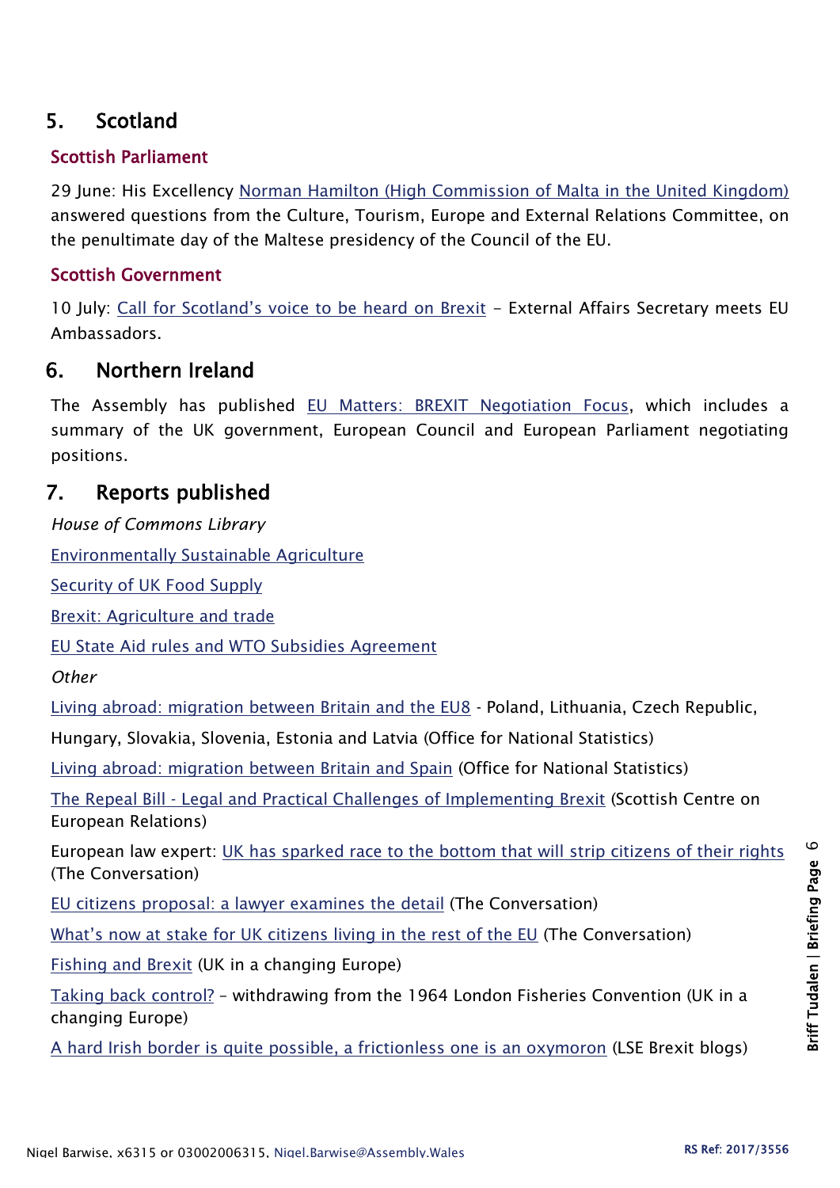## 5. Scotland

### Scottish Parliament

29 June: His Excellency Norman Hamilton (High Commission of Malta in the United Kingdom) answered questions from the Culture, Tourism, Europe and External Relations Committee, on the penultimate day of the Maltese presidency of the Council of the EU.

### Scottish Government

10 July: Call for Scotland's voice to be heard on Brexit – External Affairs Secretary meets EU Ambassadors.

## 6. Northern Ireland

The Assembly has published EU Matters: BREXIT Negotiation Focus, which includes a summary of the UK government, European Council and European Parliament negotiating positions.

## 7. Reports published

*House of Commons Library*

Environmentally Sustainable Agriculture

Security of UK Food Supply

Brexit: Agriculture and trade

EU State Aid rules and WTO Subsidies Agreement

*Other*

Living abroad: migration between Britain and the EU8 - Poland, Lithuania, Czech Republic, Hungary, Slovakia, Slovenia, Estonia and Latvia (Office for National Statistics)

Living abroad: migration between Britain and Spain (Office for National Statistics)

The Repeal Bill - Legal and Practical Challenges of Implementing Brexit (Scottish Centre on European Relations)

European law expert: UK has sparked race to the bottom that will strip citizens of their rights (The Conversation)

EU citizens proposal: a lawyer examines the detail (The Conversation)

What's now at stake for UK citizens living in the rest of the EU (The Conversation)

Fishing and Brexit (UK in a changing Europe)

Taking back control? – withdrawing from the 1964 London Fisheries Convention (UK in a changing Europe)

A hard Irish border is quite possible, a frictionless one is an oxymoron (LSE Brexit blogs)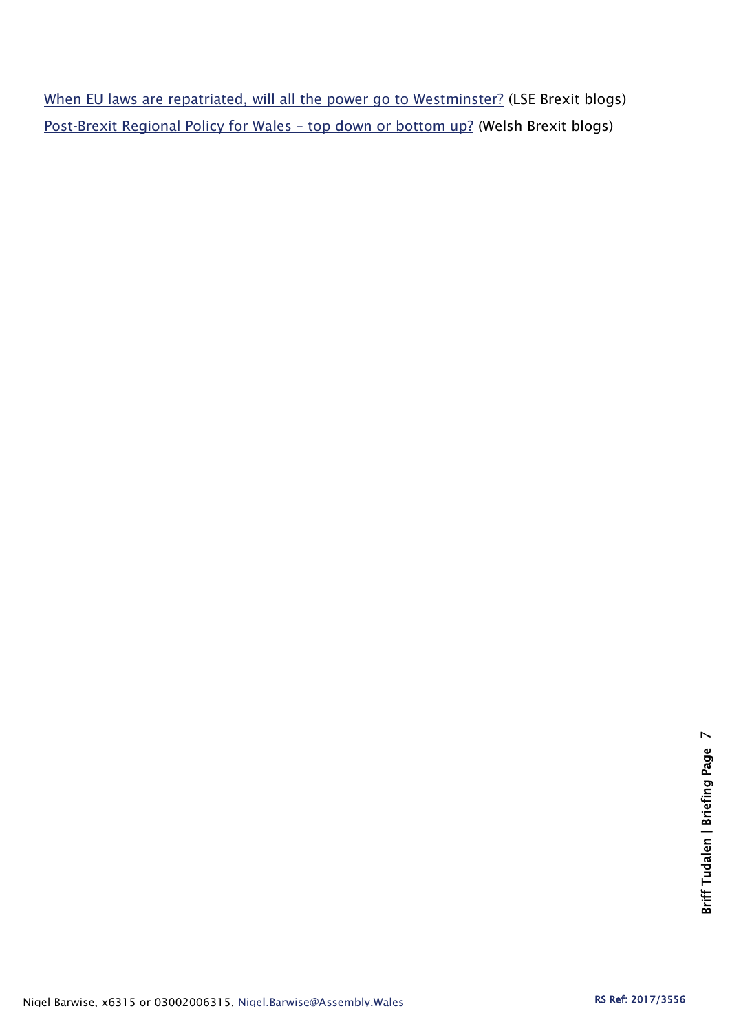When EU laws are repatriated, will all the power go to Westminster? (LSE Brexit blogs)

Post-Brexit Regional Policy for Wales – top down or bottom up? (Welsh Brexit blogs)